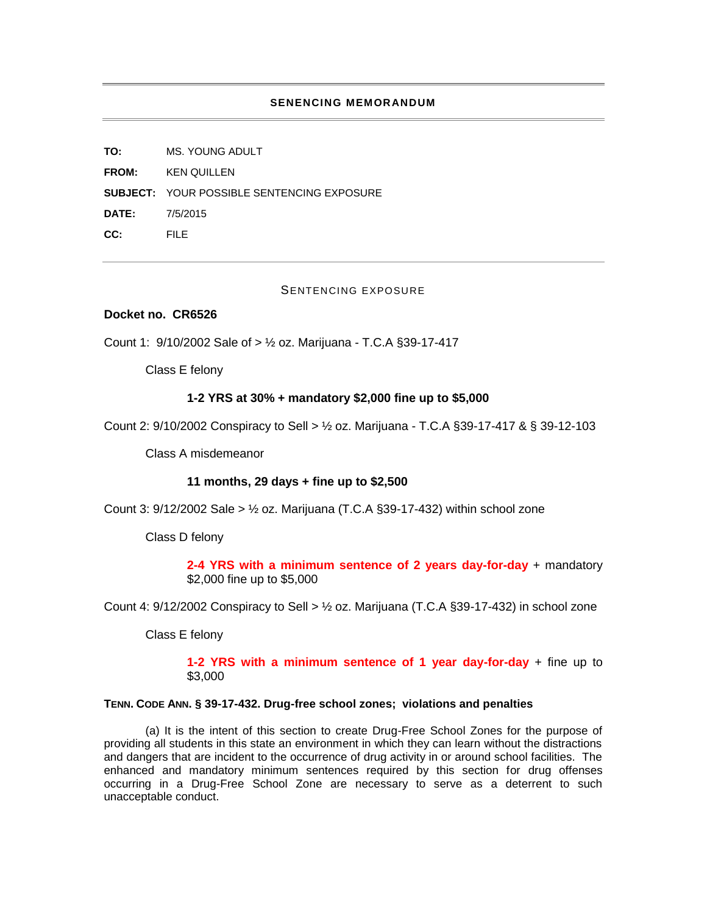# SENENCING MEMORANDUM

**TO:** MS. YOUNG ADULT

**FROM:** KEN QUILLEN

**SUBJECT:** YOUR POSSIBLE SENTENCING EXPOSURE

**DATE:** 7/5/2015

**CC:** FILE

---

## SENTENCING EXPOSURE

**Docket no. CR6526**

Count 1: 9/10/2002 Sale of > ½ oz. Marijuana - T.C.A §39-17-417

Class E felony

**1-2 YRS at 30% + mandatory $2,000 fine up to $5,000**

Count 2: 9/10/2002 Conspiracy to Sell > ½ oz. Marijuana - T.C.A §39-17-417 & § 39-12-103

Class A misdemeanor

**11 months, 29 days + fine up to $2,500**

Count 3: 9/12/2002 Sale > ½ oz. Marijuana (T.C.A §39-17-432) within school zone

Class D felony

**2-4 YRS with a minimum sentence of 2 years day-for-day** + mandatory $2,000 fine up to $5,000

Count 4: 9/12/2002 Conspiracy to Sell > ½ oz. Marijuana (T.C.A §39-17-432) in school zone

Class E felony

**1-2 YRS with a minimum sentence of 1 year day-for-day** + fine up to $3,000

**TENN. CODE ANN. § 39-17-432. Drug-free school zones; violations and penalties**

(a) It is the intent of this section to create Drug-Free School Zones for the purpose of providing all students in this state an environment in which they can learn without the distractions and dangers that are incident to the occurrence of drug activity in or around school facilities. The enhanced and mandatory minimum sentences required by this section for drug offenses occurring in a Drug-Free School Zone are necessary to serve as a deterrent to such unacceptable conduct.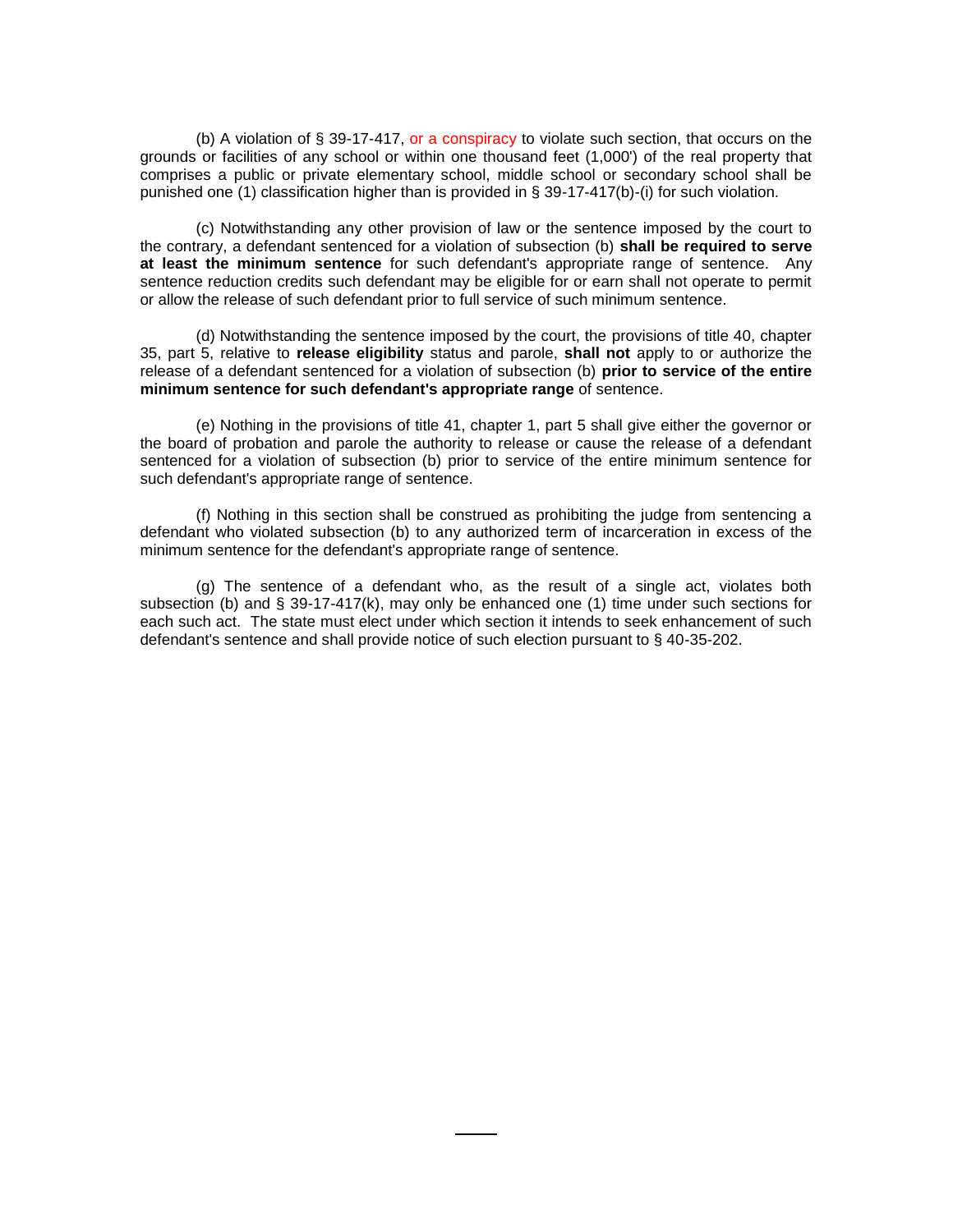(b) A violation of § 39-17-417, or a conspiracy to violate such section, that occurs on the grounds or facilities of any school or within one thousand feet (1,000') of the real property that comprises a public or private elementary school, middle school or secondary school shall be punished one (1) classification higher than is provided in § 39-17-417(b)-(i) for such violation.

(c) Notwithstanding any other provision of law or the sentence imposed by the court to the contrary, a defendant sentenced for a violation of subsection (b) **shall be required to serve at least the minimum sentence** for such defendant's appropriate range of sentence. Any sentence reduction credits such defendant may be eligible for or earn shall not operate to permit or allow the release of such defendant prior to full service of such minimum sentence.

(d) Notwithstanding the sentence imposed by the court, the provisions of title 40, chapter 35, part 5, relative to **release eligibility** status and parole, **shall not** apply to or authorize the release of a defendant sentenced for a violation of subsection (b) **prior to service of the entire minimum sentence for such defendant's appropriate range** of sentence.

(e) Nothing in the provisions of title 41, chapter 1, part 5 shall give either the governor or the board of probation and parole the authority to release or cause the release of a defendant sentenced for a violation of subsection (b) prior to service of the entire minimum sentence for such defendant's appropriate range of sentence.

(f) Nothing in this section shall be construed as prohibiting the judge from sentencing a defendant who violated subsection (b) to any authorized term of incarceration in excess of the minimum sentence for the defendant's appropriate range of sentence.

(g) The sentence of a defendant who, as the result of a single act, violates both subsection (b) and § 39-17-417(k), may only be enhanced one (1) time under such sections for each such act. The state must elect under which section it intends to seek enhancement of such defendant's sentence and shall provide notice of such election pursuant to § 40-35-202.